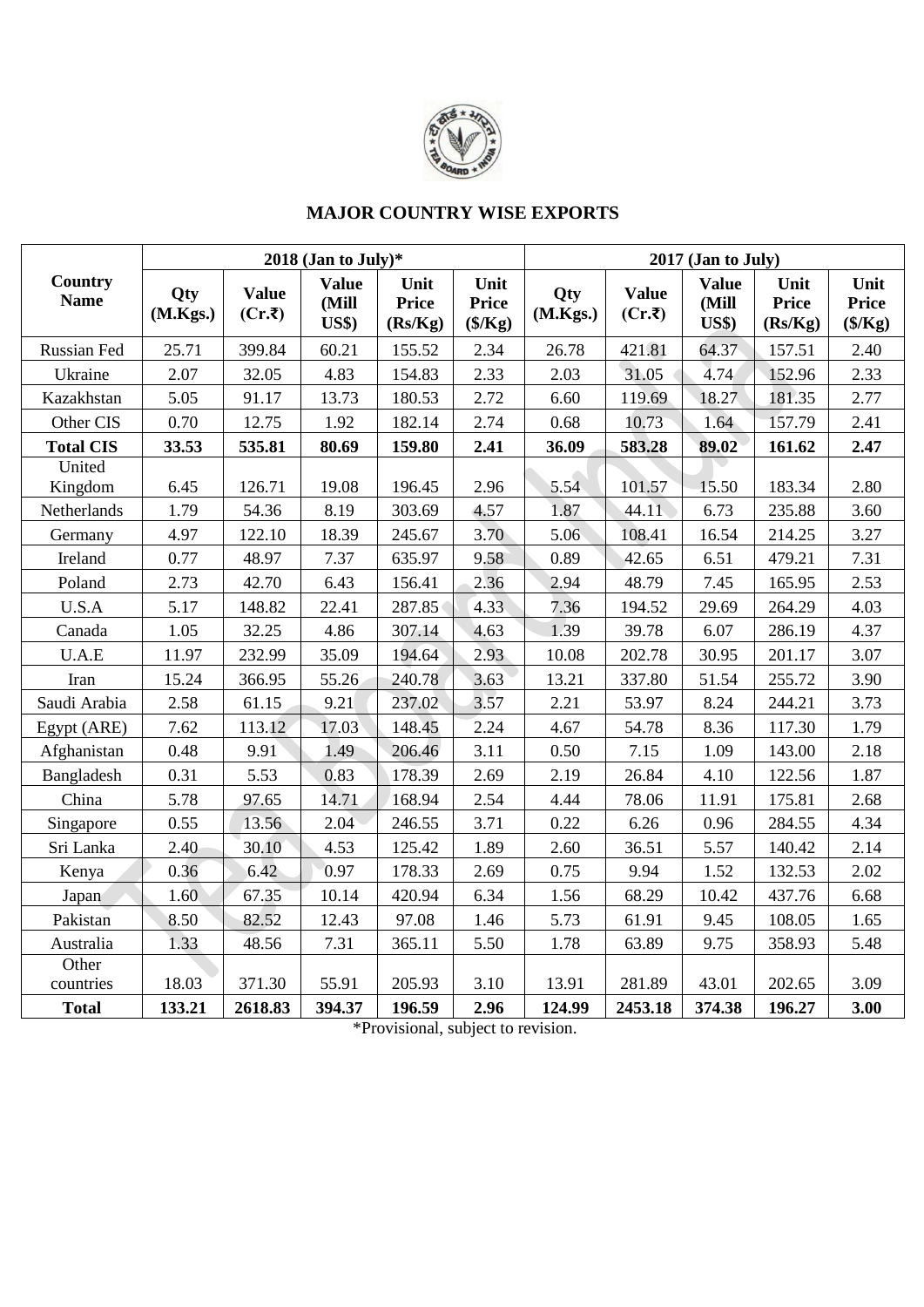## MAJOR COUNTRY WISE EXPORTS

| Country Name | 2018 (Jan to July)* | | | | | 2017 (Jan to July) | | | | |
|---|---|---|---|---|---|---|---|---|---|---|
| | Qty (M.Kgs.) | Value (Cr.₹) | Value (Mill US$) | Unit Price (Rs/Kg) | Unit Price ($/Kg) | Qty (M.Kgs.) | Value (Cr.₹) | Value (Mill US$) | Unit Price (Rs/Kg) | Unit Price ($/Kg) |
| Russian Fed | 25.71 | 399.84 | 60.21 | 155.52 | 2.34 | 26.78 | 421.81 | 64.37 | 157.51 | 2.40 |
| Ukraine | 2.07 | 32.05 | 4.83 | 154.83 | 2.33 | 2.03 | 31.05 | 4.74 | 152.96 | 2.33 |
| Kazakhstan | 5.05 | 91.17 | 13.73 | 180.53 | 2.72 | 6.60 | 119.69 | 18.27 | 181.35 | 2.77 |
| Other CIS | 0.70 | 12.75 | 1.92 | 182.14 | 2.74 | 0.68 | 10.73 | 1.64 | 157.79 | 2.41 |
| **Total CIS** | **33.53** | **535.81** | **80.69** | **159.80** | **2.41** | **36.09** | **583.28** | **89.02** | **161.62** | **2.47** |
| United Kingdom | 6.45 | 126.71 | 19.08 | 196.45 | 2.96 | 5.54 | 101.57 | 15.50 | 183.34 | 2.80 |
| Netherlands | 1.79 | 54.36 | 8.19 | 303.69 | 4.57 | 1.87 | 44.11 | 6.73 | 235.88 | 3.60 |
| Germany | 4.97 | 122.10 | 18.39 | 245.67 | 3.70 | 5.06 | 108.41 | 16.54 | 214.25 | 3.27 |
| Ireland | 0.77 | 48.97 | 7.37 | 635.97 | 9.58 | 0.89 | 42.65 | 6.51 | 479.21 | 7.31 |
| Poland | 2.73 | 42.70 | 6.43 | 156.41 | 2.36 | 2.94 | 48.79 | 7.45 | 165.95 | 2.53 |
| U.S.A | 5.17 | 148.82 | 22.41 | 287.85 | 4.33 | 7.36 | 194.52 | 29.69 | 264.29 | 4.03 |
| Canada | 1.05 | 32.25 | 4.86 | 307.14 | 4.63 | 1.39 | 39.78 | 6.07 | 286.19 | 4.37 |
| U.A.E | 11.97 | 232.99 | 35.09 | 194.64 | 2.93 | 10.08 | 202.78 | 30.95 | 201.17 | 3.07 |
| Iran | 15.24 | 366.95 | 55.26 | 240.78 | 3.63 | 13.21 | 337.80 | 51.54 | 255.72 | 3.90 |
| Saudi Arabia | 2.58 | 61.15 | 9.21 | 237.02 | 3.57 | 2.21 | 53.97 | 8.24 | 244.21 | 3.73 |
| Egypt (ARE) | 7.62 | 113.12 | 17.03 | 148.45 | 2.24 | 4.67 | 54.78 | 8.36 | 117.30 | 1.79 |
| Afghanistan | 0.48 | 9.91 | 1.49 | 206.46 | 3.11 | 0.50 | 7.15 | 1.09 | 143.00 | 2.18 |
| Bangladesh | 0.31 | 5.53 | 0.83 | 178.39 | 2.69 | 2.19 | 26.84 | 4.10 | 122.56 | 1.87 |
| China | 5.78 | 97.65 | 14.71 | 168.94 | 2.54 | 4.44 | 78.06 | 11.91 | 175.81 | 2.68 |
| Singapore | 0.55 | 13.56 | 2.04 | 246.55 | 3.71 | 0.22 | 6.26 | 0.96 | 284.55 | 4.34 |
| Sri Lanka | 2.40 | 30.10 | 4.53 | 125.42 | 1.89 | 2.60 | 36.51 | 5.57 | 140.42 | 2.14 |
| Kenya | 0.36 | 6.42 | 0.97 | 178.33 | 2.69 | 0.75 | 9.94 | 1.52 | 132.53 | 2.02 |
| Japan | 1.60 | 67.35 | 10.14 | 420.94 | 6.34 | 1.56 | 68.29 | 10.42 | 437.76 | 6.68 |
| Pakistan | 8.50 | 82.52 | 12.43 | 97.08 | 1.46 | 5.73 | 61.91 | 9.45 | 108.05 | 1.65 |
| Australia | 1.33 | 48.56 | 7.31 | 365.11 | 5.50 | 1.78 | 63.89 | 9.75 | 358.93 | 5.48 |
| Other countries | 18.03 | 371.30 | 55.91 | 205.93 | 3.10 | 13.91 | 281.89 | 43.01 | 202.65 | 3.09 |
| **Total** | **133.21** | **2618.83** | **394.37** | **196.59** | **2.96** | **124.99** | **2453.18** | **374.38** | **196.27** | **3.00** |

*Provisional, subject to revision.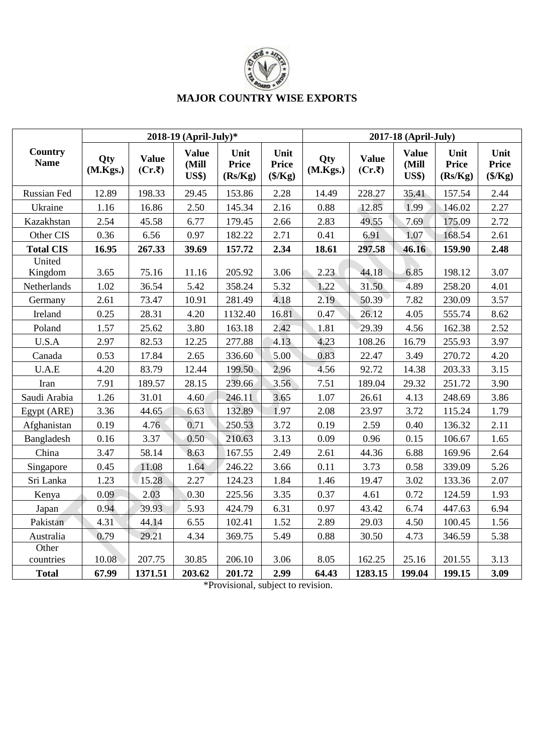## MAJOR COUNTRY WISE EXPORTS

| Country Name | 2018-19 (April-July)* | | | | | 2017-18 (April-July) | | | | |
|---|---|---|---|---|---|---|---|---|---|---|
| | Qty (M.Kgs.) | Value (Cr.₹) | Value (Mill US$) | Unit Price (Rs/Kg) | Unit Price ($/Kg) | Qty (M.Kgs.) | Value (Cr.₹) | Value (Mill US$) | Unit Price (Rs/Kg) | Unit Price ($/Kg) |
| Russian Fed | 12.89 | 198.33 | 29.45 | 153.86 | 2.28 | 14.49 | 228.27 | 35.41 | 157.54 | 2.44 |
| Ukraine | 1.16 | 16.86 | 2.50 | 145.34 | 2.16 | 0.88 | 12.85 | 1.99 | 146.02 | 2.27 |
| Kazakhstan | 2.54 | 45.58 | 6.77 | 179.45 | 2.66 | 2.83 | 49.55 | 7.69 | 175.09 | 2.72 |
| Other CIS | 0.36 | 6.56 | 0.97 | 182.22 | 2.71 | 0.41 | 6.91 | 1.07 | 168.54 | 2.61 |
| **Total CIS** | **16.95** | **267.33** | **39.69** | **157.72** | **2.34** | **18.61** | **297.58** | **46.16** | **159.90** | **2.48** |
| United Kingdom | 3.65 | 75.16 | 11.16 | 205.92 | 3.06 | 2.23 | 44.18 | 6.85 | 198.12 | 3.07 |
| Netherlands | 1.02 | 36.54 | 5.42 | 358.24 | 5.32 | 1.22 | 31.50 | 4.89 | 258.20 | 4.01 |
| Germany | 2.61 | 73.47 | 10.91 | 281.49 | 4.18 | 2.19 | 50.39 | 7.82 | 230.09 | 3.57 |
| Ireland | 0.25 | 28.31 | 4.20 | 1132.40 | 16.81 | 0.47 | 26.12 | 4.05 | 555.74 | 8.62 |
| Poland | 1.57 | 25.62 | 3.80 | 163.18 | 2.42 | 1.81 | 29.39 | 4.56 | 162.38 | 2.52 |
| U.S.A | 2.97 | 82.53 | 12.25 | 277.88 | 4.13 | 4.23 | 108.26 | 16.79 | 255.93 | 3.97 |
| Canada | 0.53 | 17.84 | 2.65 | 336.60 | 5.00 | 0.83 | 22.47 | 3.49 | 270.72 | 4.20 |
| U.A.E | 4.20 | 83.79 | 12.44 | 199.50 | 2.96 | 4.56 | 92.72 | 14.38 | 203.33 | 3.15 |
| Iran | 7.91 | 189.57 | 28.15 | 239.66 | 3.56 | 7.51 | 189.04 | 29.32 | 251.72 | 3.90 |
| Saudi Arabia | 1.26 | 31.01 | 4.60 | 246.11 | 3.65 | 1.07 | 26.61 | 4.13 | 248.69 | 3.86 |
| Egypt (ARE) | 3.36 | 44.65 | 6.63 | 132.89 | 1.97 | 2.08 | 23.97 | 3.72 | 115.24 | 1.79 |
| Afghanistan | 0.19 | 4.76 | 0.71 | 250.53 | 3.72 | 0.19 | 2.59 | 0.40 | 136.32 | 2.11 |
| Bangladesh | 0.16 | 3.37 | 0.50 | 210.63 | 3.13 | 0.09 | 0.96 | 0.15 | 106.67 | 1.65 |
| China | 3.47 | 58.14 | 8.63 | 167.55 | 2.49 | 2.61 | 44.36 | 6.88 | 169.96 | 2.64 |
| Singapore | 0.45 | 11.08 | 1.64 | 246.22 | 3.66 | 0.11 | 3.73 | 0.58 | 339.09 | 5.26 |
| Sri Lanka | 1.23 | 15.28 | 2.27 | 124.23 | 1.84 | 1.46 | 19.47 | 3.02 | 133.36 | 2.07 |
| Kenya | 0.09 | 2.03 | 0.30 | 225.56 | 3.35 | 0.37 | 4.61 | 0.72 | 124.59 | 1.93 |
| Japan | 0.94 | 39.93 | 5.93 | 424.79 | 6.31 | 0.97 | 43.42 | 6.74 | 447.63 | 6.94 |
| Pakistan | 4.31 | 44.14 | 6.55 | 102.41 | 1.52 | 2.89 | 29.03 | 4.50 | 100.45 | 1.56 |
| Australia | 0.79 | 29.21 | 4.34 | 369.75 | 5.49 | 0.88 | 30.50 | 4.73 | 346.59 | 5.38 |
| Other countries | 10.08 | 207.75 | 30.85 | 206.10 | 3.06 | 8.05 | 162.25 | 25.16 | 201.55 | 3.13 |
| **Total** | **67.99** | **1371.51** | **203.62** | **201.72** | **2.99** | **64.43** | **1283.15** | **199.04** | **199.15** | **3.09** |

*Provisional, subject to revision.